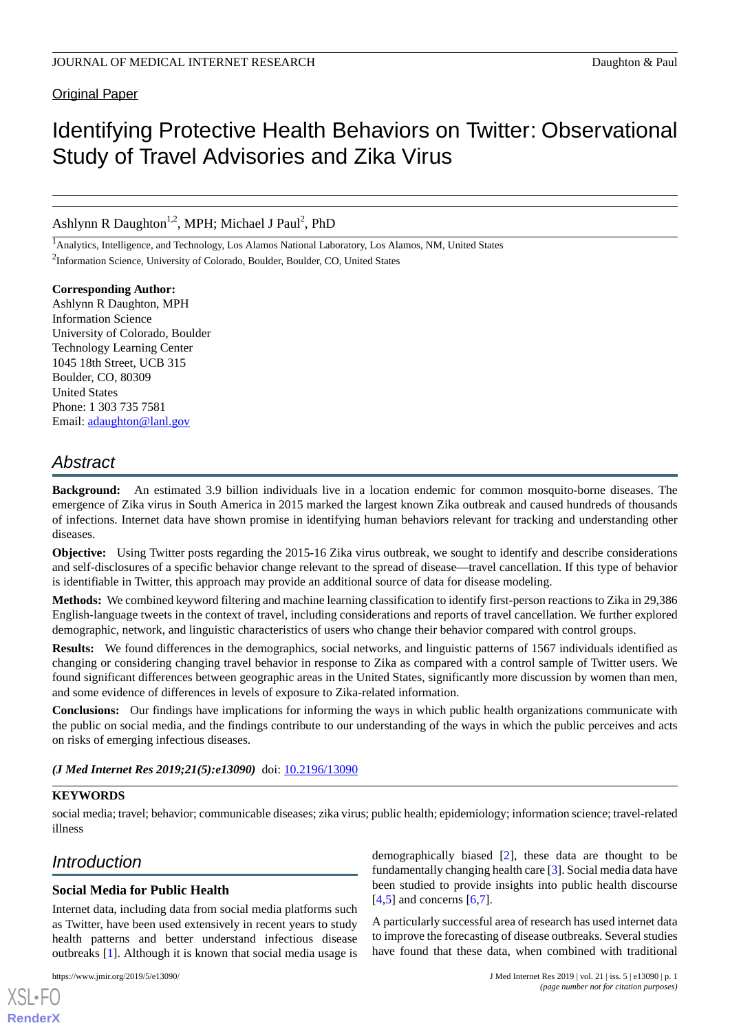Original Paper

# Identifying Protective Health Behaviors on Twitter: Observational Study of Travel Advisories and Zika Virus

Ashlynn R Daughton[1,2], MPH; Michael J Paul[2], PhD

[1]Analytics, Intelligence, and Technology, Los Alamos National Laboratory, Los Alamos, NM, United States

[2]Information Science, University of Colorado, Boulder, Boulder, CO, United States

**Corresponding Author:**
Ashlynn R Daughton, MPH
Information Science
University of Colorado, Boulder
Technology Learning Center
1045 18th Street, UCB 315
Boulder, CO, 80309
United States
Phone: 1 303 735 7581
Email: adaughton@lanl.gov

## Abstract

**Background:** An estimated 3.9 billion individuals live in a location endemic for common mosquito-borne diseases. The emergence of Zika virus in South America in 2015 marked the largest known Zika outbreak and caused hundreds of thousands of infections. Internet data have shown promise in identifying human behaviors relevant for tracking and understanding other diseases.

**Objective:** Using Twitter posts regarding the 2015-16 Zika virus outbreak, we sought to identify and describe considerations and self-disclosures of a specific behavior change relevant to the spread of disease—travel cancellation. If this type of behavior is identifiable in Twitter, this approach may provide an additional source of data for disease modeling.

**Methods:** We combined keyword filtering and machine learning classification to identify first-person reactions to Zika in 29,386 English-language tweets in the context of travel, including considerations and reports of travel cancellation. We further explored demographic, network, and linguistic characteristics of users who change their behavior compared with control groups.

**Results:** We found differences in the demographics, social networks, and linguistic patterns of 1567 individuals identified as changing or considering changing travel behavior in response to Zika as compared with a control sample of Twitter users. We found significant differences between geographic areas in the United States, significantly more discussion by women than men, and some evidence of differences in levels of exposure to Zika-related information.

**Conclusions:** Our findings have implications for informing the ways in which public health organizations communicate with the public on social media, and the findings contribute to our understanding of the ways in which the public perceives and acts on risks of emerging infectious diseases.

***(J Med Internet Res 2019;21(5):e13090)*** doi: 10.2196/13090

**KEYWORDS**

social media; travel; behavior; communicable diseases; zika virus; public health; epidemiology; information science; travel-related illness

## Introduction

### Social Media for Public Health

Internet data, including data from social media platforms such as Twitter, have been used extensively in recent years to study health patterns and better understand infectious disease outbreaks [1]. Although it is known that social media usage is demographically biased [2], these data are thought to be fundamentally changing health care [3]. Social media data have been studied to provide insights into public health discourse [4,5] and concerns [6,7].

A particularly successful area of research has used internet data to improve the forecasting of disease outbreaks. Several studies have found that these data, when combined with traditional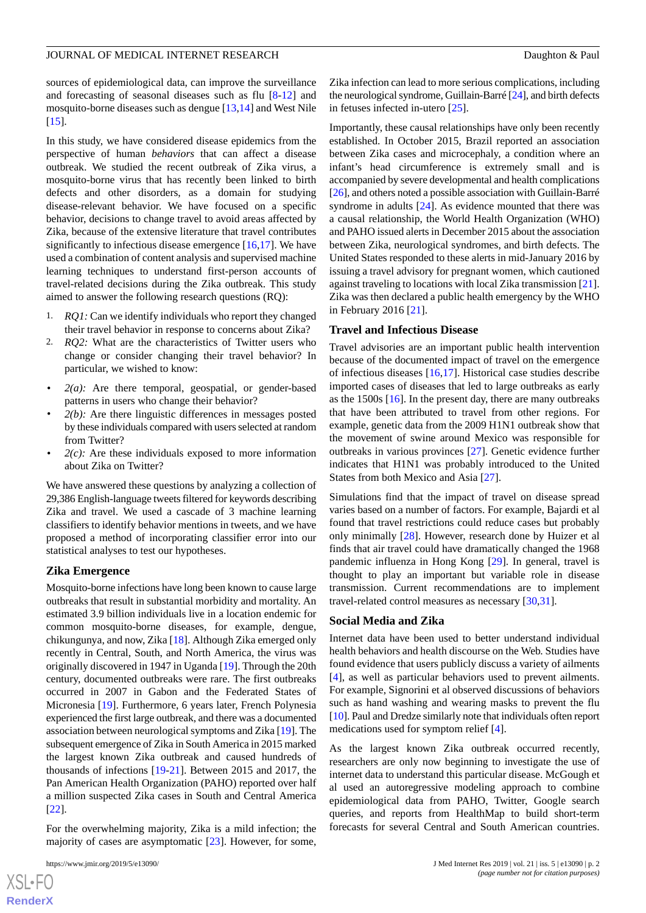sources of epidemiological data, can improve the surveillance and forecasting of seasonal diseases such as flu [8-12] and mosquito-borne diseases such as dengue [13,14] and West Nile [15].

In this study, we have considered disease epidemics from the perspective of human *behaviors* that can affect a disease outbreak. We studied the recent outbreak of Zika virus, a mosquito-borne virus that has recently been linked to birth defects and other disorders, as a domain for studying disease-relevant behavior. We have focused on a specific behavior, decisions to change travel to avoid areas affected by Zika, because of the extensive literature that travel contributes significantly to infectious disease emergence [16,17]. We have used a combination of content analysis and supervised machine learning techniques to understand first-person accounts of travel-related decisions during the Zika outbreak. This study aimed to answer the following research questions (RQ):

1. *RQ1:* Can we identify individuals who report they changed their travel behavior in response to concerns about Zika?
2. *RQ2:* What are the characteristics of Twitter users who change or consider changing their travel behavior? In particular, we wished to know:

- *2(a):* Are there temporal, geospatial, or gender-based patterns in users who change their behavior?
- *2(b):* Are there linguistic differences in messages posted by these individuals compared with users selected at random from Twitter?
- *2(c):* Are these individuals exposed to more information about Zika on Twitter?

We have answered these questions by analyzing a collection of 29,386 English-language tweets filtered for keywords describing Zika and travel. We used a cascade of 3 machine learning classifiers to identify behavior mentions in tweets, and we have proposed a method of incorporating classifier error into our statistical analyses to test our hypotheses.

## Zika Emergence

Mosquito-borne infections have long been known to cause large outbreaks that result in substantial morbidity and mortality. An estimated 3.9 billion individuals live in a location endemic for common mosquito-borne diseases, for example, dengue, chikungunya, and now, Zika [18]. Although Zika emerged only recently in Central, South, and North America, the virus was originally discovered in 1947 in Uganda [19]. Through the 20th century, documented outbreaks were rare. The first outbreaks occurred in 2007 in Gabon and the Federated States of Micronesia [19]. Furthermore, 6 years later, French Polynesia experienced the first large outbreak, and there was a documented association between neurological symptoms and Zika [19]. The subsequent emergence of Zika in South America in 2015 marked the largest known Zika outbreak and caused hundreds of thousands of infections [19-21]. Between 2015 and 2017, the Pan American Health Organization (PAHO) reported over half a million suspected Zika cases in South and Central America [22].

For the overwhelming majority, Zika is a mild infection; the majority of cases are asymptomatic [23]. However, for some, Zika infection can lead to more serious complications, including the neurological syndrome, Guillain-Barré [24], and birth defects in fetuses infected in-utero [25].

Importantly, these causal relationships have only been recently established. In October 2015, Brazil reported an association between Zika cases and microcephaly, a condition where an infant's head circumference is extremely small and is accompanied by severe developmental and health complications [26], and others noted a possible association with Guillain-Barré syndrome in adults [24]. As evidence mounted that there was a causal relationship, the World Health Organization (WHO) and PAHO issued alerts in December 2015 about the association between Zika, neurological syndromes, and birth defects. The United States responded to these alerts in mid-January 2016 by issuing a travel advisory for pregnant women, which cautioned against traveling to locations with local Zika transmission [21]. Zika was then declared a public health emergency by the WHO in February 2016 [21].

## Travel and Infectious Disease

Travel advisories are an important public health intervention because of the documented impact of travel on the emergence of infectious diseases [16,17]. Historical case studies describe imported cases of diseases that led to large outbreaks as early as the 1500s [16]. In the present day, there are many outbreaks that have been attributed to travel from other regions. For example, genetic data from the 2009 H1N1 outbreak show that the movement of swine around Mexico was responsible for outbreaks in various provinces [27]. Genetic evidence further indicates that H1N1 was probably introduced to the United States from both Mexico and Asia [27].

Simulations find that the impact of travel on disease spread varies based on a number of factors. For example, Bajardi et al found that travel restrictions could reduce cases but probably only minimally [28]. However, research done by Huizer et al finds that air travel could have dramatically changed the 1968 pandemic influenza in Hong Kong [29]. In general, travel is thought to play an important but variable role in disease transmission. Current recommendations are to implement travel-related control measures as necessary [30,31].

## Social Media and Zika

Internet data have been used to better understand individual health behaviors and health discourse on the Web. Studies have found evidence that users publicly discuss a variety of ailments [4], as well as particular behaviors used to prevent ailments. For example, Signorini et al observed discussions of behaviors such as hand washing and wearing masks to prevent the flu [10]. Paul and Dredze similarly note that individuals often report medications used for symptom relief [4].

As the largest known Zika outbreak occurred recently, researchers are only now beginning to investigate the use of internet data to understand this particular disease. McGough et al used an autoregressive modeling approach to combine epidemiological data from PAHO, Twitter, Google search queries, and reports from HealthMap to build short-term forecasts for several Central and South American countries.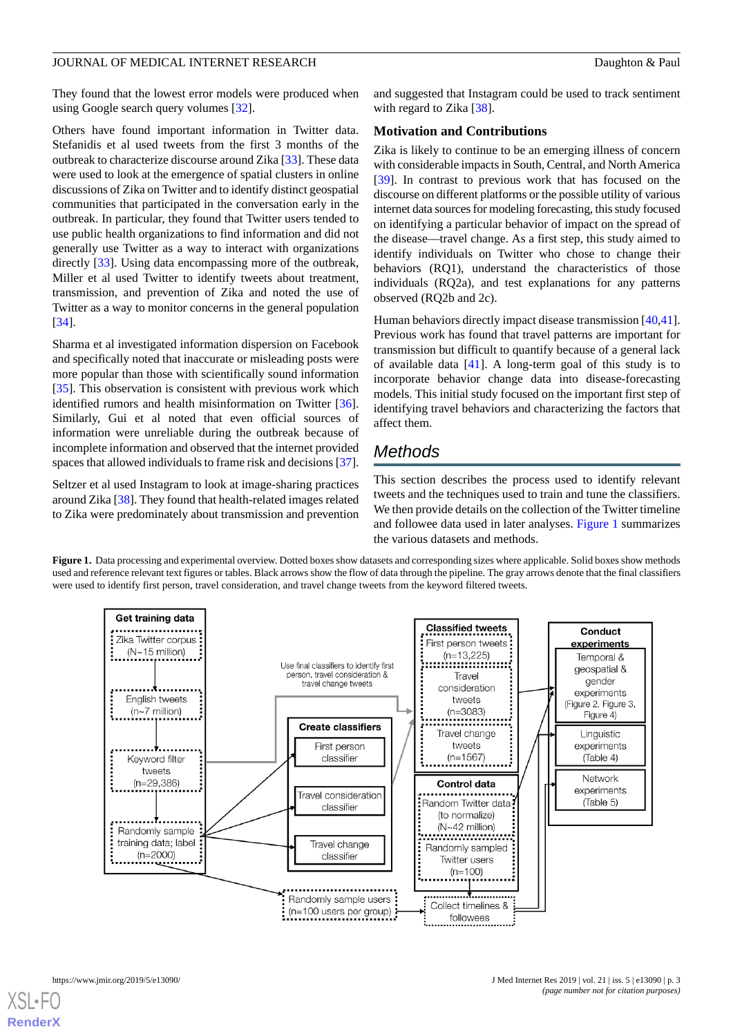They found that the lowest error models were produced when using Google search query volumes [32].

Others have found important information in Twitter data. Stefanidis et al used tweets from the first 3 months of the outbreak to characterize discourse around Zika [33]. These data were used to look at the emergence of spatial clusters in online discussions of Zika on Twitter and to identify distinct geospatial communities that participated in the conversation early in the outbreak. In particular, they found that Twitter users tended to use public health organizations to find information and did not generally use Twitter as a way to interact with organizations directly [33]. Using data encompassing more of the outbreak, Miller et al used Twitter to identify tweets about treatment, transmission, and prevention of Zika and noted the use of Twitter as a way to monitor concerns in the general population [34].

Sharma et al investigated information dispersion on Facebook and specifically noted that inaccurate or misleading posts were more popular than those with scientifically sound information [35]. This observation is consistent with previous work which identified rumors and health misinformation on Twitter [36]. Similarly, Gui et al noted that even official sources of information were unreliable during the outbreak because of incomplete information and observed that the internet provided spaces that allowed individuals to frame risk and decisions [37].

Seltzer et al used Instagram to look at image-sharing practices around Zika [38]. They found that health-related images related to Zika were predominately about transmission and prevention and suggested that Instagram could be used to track sentiment with regard to Zika [38].

### Motivation and Contributions

Zika is likely to continue to be an emerging illness of concern with considerable impacts in South, Central, and North America [39]. In contrast to previous work that has focused on the discourse on different platforms or the possible utility of various internet data sources for modeling forecasting, this study focused on identifying a particular behavior of impact on the spread of the disease—travel change. As a first step, this study aimed to identify individuals on Twitter who chose to change their behaviors (RQ1), understand the characteristics of those individuals (RQ2a), and test explanations for any patterns observed (RQ2b and 2c).

Human behaviors directly impact disease transmission [40,41]. Previous work has found that travel patterns are important for transmission but difficult to quantify because of a general lack of available data [41]. A long-term goal of this study is to incorporate behavior change data into disease-forecasting models. This initial study focused on the important first step of identifying travel behaviors and characterizing the factors that affect them.

## Methods

This section describes the process used to identify relevant tweets and the techniques used to train and tune the classifiers. We then provide details on the collection of the Twitter timeline and followee data used in later analyses. Figure 1 summarizes the various datasets and methods.

**Figure 1.** Data processing and experimental overview. Dotted boxes show datasets and corresponding sizes where applicable. Solid boxes show methods used and reference relevant text figures or tables. Black arrows show the flow of data through the pipeline. The gray arrows denote that the final classifiers were used to identify first person, travel consideration, and travel change tweets from the keyword filtered tweets.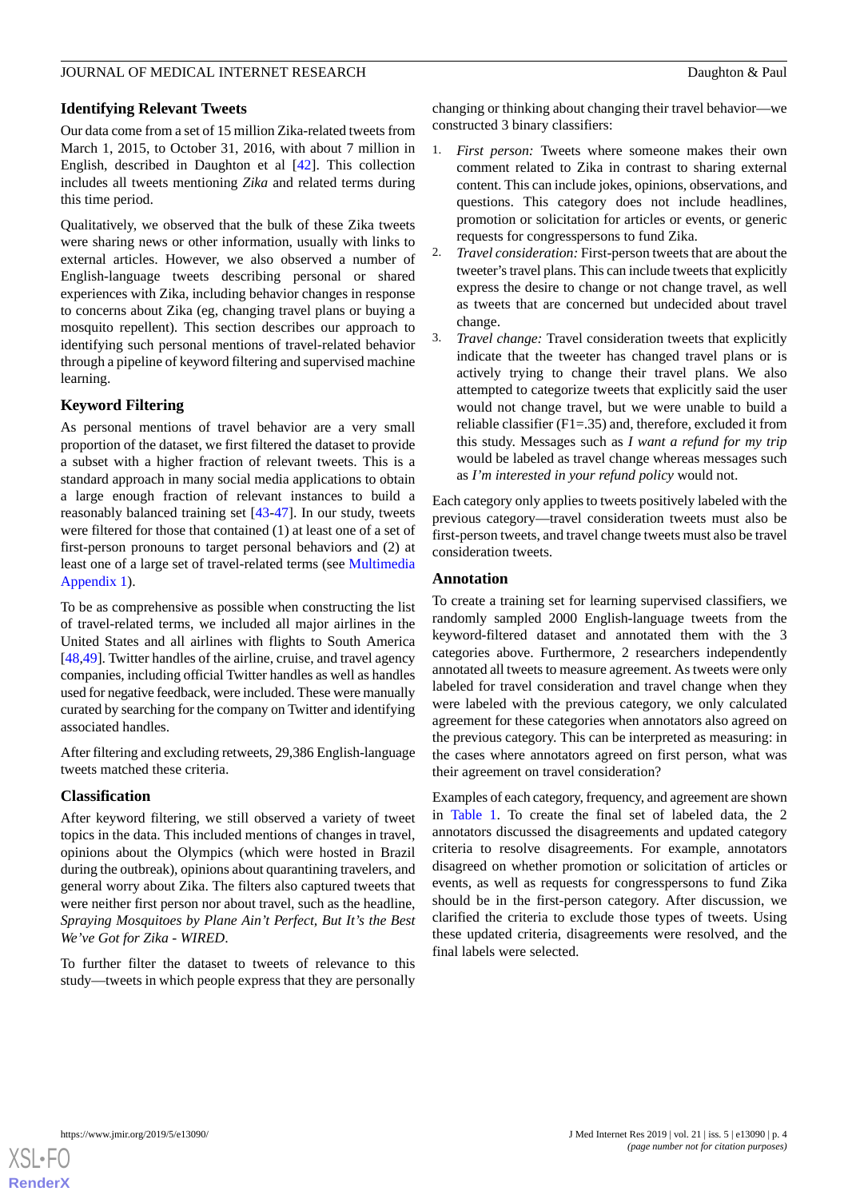## Identifying Relevant Tweets

Our data come from a set of 15 million Zika-related tweets from March 1, 2015, to October 31, 2016, with about 7 million in English, described in Daughton et al [42]. This collection includes all tweets mentioning *Zika* and related terms during this time period.

Qualitatively, we observed that the bulk of these Zika tweets were sharing news or other information, usually with links to external articles. However, we also observed a number of English-language tweets describing personal or shared experiences with Zika, including behavior changes in response to concerns about Zika (eg, changing travel plans or buying a mosquito repellent). This section describes our approach to identifying such personal mentions of travel-related behavior through a pipeline of keyword filtering and supervised machine learning.

## Keyword Filtering

As personal mentions of travel behavior are a very small proportion of the dataset, we first filtered the dataset to provide a subset with a higher fraction of relevant tweets. This is a standard approach in many social media applications to obtain a large enough fraction of relevant instances to build a reasonably balanced training set [43-47]. In our study, tweets were filtered for those that contained (1) at least one of a set of first-person pronouns to target personal behaviors and (2) at least one of a large set of travel-related terms (see Multimedia Appendix 1).

To be as comprehensive as possible when constructing the list of travel-related terms, we included all major airlines in the United States and all airlines with flights to South America [48,49]. Twitter handles of the airline, cruise, and travel agency companies, including official Twitter handles as well as handles used for negative feedback, were included. These were manually curated by searching for the company on Twitter and identifying associated handles.

After filtering and excluding retweets, 29,386 English-language tweets matched these criteria.

## Classification

After keyword filtering, we still observed a variety of tweet topics in the data. This included mentions of changes in travel, opinions about the Olympics (which were hosted in Brazil during the outbreak), opinions about quarantining travelers, and general worry about Zika. The filters also captured tweets that were neither first person nor about travel, such as the headline, *Spraying Mosquitoes by Plane Ain't Perfect, But It's the Best We've Got for Zika - WIRED*.

To further filter the dataset to tweets of relevance to this study—tweets in which people express that they are personally changing or thinking about changing their travel behavior—we constructed 3 binary classifiers:

1. *First person:* Tweets where someone makes their own comment related to Zika in contrast to sharing external content. This can include jokes, opinions, observations, and questions. This category does not include headlines, promotion or solicitation for articles or events, or generic requests for congresspersons to fund Zika.
2. *Travel consideration:* First-person tweets that are about the tweeter's travel plans. This can include tweets that explicitly express the desire to change or not change travel, as well as tweets that are concerned but undecided about travel change.
3. *Travel change:* Travel consideration tweets that explicitly indicate that the tweeter has changed travel plans or is actively trying to change their travel plans. We also attempted to categorize tweets that explicitly said the user would not change travel, but we were unable to build a reliable classifier (F1=.35) and, therefore, excluded it from this study. Messages such as *I want a refund for my trip* would be labeled as travel change whereas messages such as *I'm interested in your refund policy* would not.

Each category only applies to tweets positively labeled with the previous category—travel consideration tweets must also be first-person tweets, and travel change tweets must also be travel consideration tweets.

## Annotation

To create a training set for learning supervised classifiers, we randomly sampled 2000 English-language tweets from the keyword-filtered dataset and annotated them with the 3 categories above. Furthermore, 2 researchers independently annotated all tweets to measure agreement. As tweets were only labeled for travel consideration and travel change when they were labeled with the previous category, we only calculated agreement for these categories when annotators also agreed on the previous category. This can be interpreted as measuring: in the cases where annotators agreed on first person, what was their agreement on travel consideration?

Examples of each category, frequency, and agreement are shown in Table 1. To create the final set of labeled data, the 2 annotators discussed the disagreements and updated category criteria to resolve disagreements. For example, annotators disagreed on whether promotion or solicitation of articles or events, as well as requests for congresspersons to fund Zika should be in the first-person category. After discussion, we clarified the criteria to exclude those types of tweets. Using these updated criteria, disagreements were resolved, and the final labels were selected.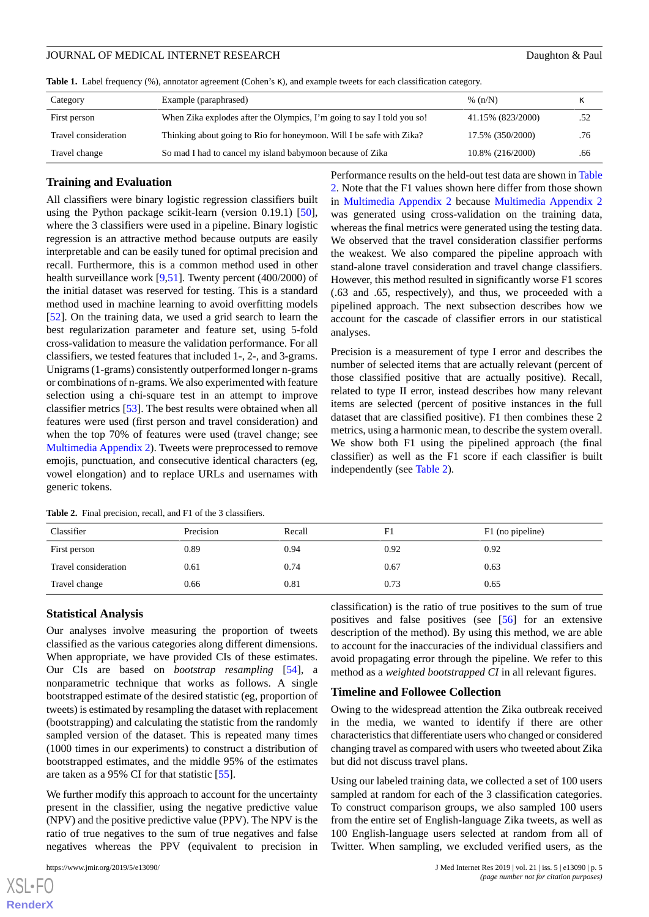**Table 1.** Label frequency (%), annotator agreement (Cohen's κ), and example tweets for each classification category.

| Category | Example (paraphrased) | % (n/N) | κ |
|---|---|---|---|
| First person | When Zika explodes after the Olympics, I'm going to say I told you so! | 41.15% (823/2000) | .52 |
| Travel consideration | Thinking about going to Rio for honeymoon. Will I be safe with Zika? | 17.5% (350/2000) | .76 |
| Travel change | So mad I had to cancel my island babymoon because of Zika | 10.8% (216/2000) | .66 |

## Training and Evaluation

All classifiers were binary logistic regression classifiers built using the Python package scikit-learn (version 0.19.1) [50], where the 3 classifiers were used in a pipeline. Binary logistic regression is an attractive method because outputs are easily interpretable and can be easily tuned for optimal precision and recall. Furthermore, this is a common method used in other health surveillance work [9,51]. Twenty percent (400/2000) of the initial dataset was reserved for testing. This is a standard method used in machine learning to avoid overfitting models [52]. On the training data, we used a grid search to learn the best regularization parameter and feature set, using 5-fold cross-validation to measure the validation performance. For all classifiers, we tested features that included 1-, 2-, and 3-grams. Unigrams (1-grams) consistently outperformed longer n-grams or combinations of n-grams. We also experimented with feature selection using a chi-square test in an attempt to improve classifier metrics [53]. The best results were obtained when all features were used (first person and travel consideration) and when the top 70% of features were used (travel change; see Multimedia Appendix 2). Tweets were preprocessed to remove emojis, punctuation, and consecutive identical characters (eg, vowel elongation) and to replace URLs and usernames with generic tokens.

Performance results on the held-out test data are shown in Table 2. Note that the F1 values shown here differ from those shown in Multimedia Appendix 2 because Multimedia Appendix 2 was generated using cross-validation on the training data, whereas the final metrics were generated using the testing data. We observed that the travel consideration classifier performs the weakest. We also compared the pipeline approach with stand-alone travel consideration and travel change classifiers. However, this method resulted in significantly worse F1 scores (.63 and .65, respectively), and thus, we proceeded with a pipelined approach. The next subsection describes how we account for the cascade of classifier errors in our statistical analyses.

Precision is a measurement of type I error and describes the number of selected items that are actually relevant (percent of those classified positive that are actually positive). Recall, related to type II error, instead describes how many relevant items are selected (percent of positive instances in the full dataset that are classified positive). F1 then combines these 2 metrics, using a harmonic mean, to describe the system overall. We show both F1 using the pipelined approach (the final classifier) as well as the F1 score if each classifier is built independently (see Table 2).

**Table 2.** Final precision, recall, and F1 of the 3 classifiers.

| Classifier | Precision | Recall | F1 | F1 (no pipeline) |
|---|---|---|---|---|
| First person | 0.89 | 0.94 | 0.92 | 0.92 |
| Travel consideration | 0.61 | 0.74 | 0.67 | 0.63 |
| Travel change | 0.66 | 0.81 | 0.73 | 0.65 |

## Statistical Analysis

Our analyses involve measuring the proportion of tweets classified as the various categories along different dimensions. When appropriate, we have provided CIs of these estimates. Our CIs are based on *bootstrap resampling* [54], a nonparametric technique that works as follows. A single bootstrapped estimate of the desired statistic (eg, proportion of tweets) is estimated by resampling the dataset with replacement (bootstrapping) and calculating the statistic from the randomly sampled version of the dataset. This is repeated many times (1000 times in our experiments) to construct a distribution of bootstrapped estimates, and the middle 95% of the estimates are taken as a 95% CI for that statistic [55].

We further modify this approach to account for the uncertainty present in the classifier, using the negative predictive value (NPV) and the positive predictive value (PPV). The NPV is the ratio of true negatives to the sum of true negatives and false negatives whereas the PPV (equivalent to precision in classification) is the ratio of true positives to the sum of true positives and false positives (see [56] for an extensive description of the method). By using this method, we are able to account for the inaccuracies of the individual classifiers and avoid propagating error through the pipeline. We refer to this method as a *weighted bootstrapped CI* in all relevant figures.

## Timeline and Followee Collection

Owing to the widespread attention the Zika outbreak received in the media, we wanted to identify if there are other characteristics that differentiate users who changed or considered changing travel as compared with users who tweeted about Zika but did not discuss travel plans.

Using our labeled training data, we collected a set of 100 users sampled at random for each of the 3 classification categories. To construct comparison groups, we also sampled 100 users from the entire set of English-language Zika tweets, as well as 100 English-language users selected at random from all of Twitter. When sampling, we excluded verified users, as the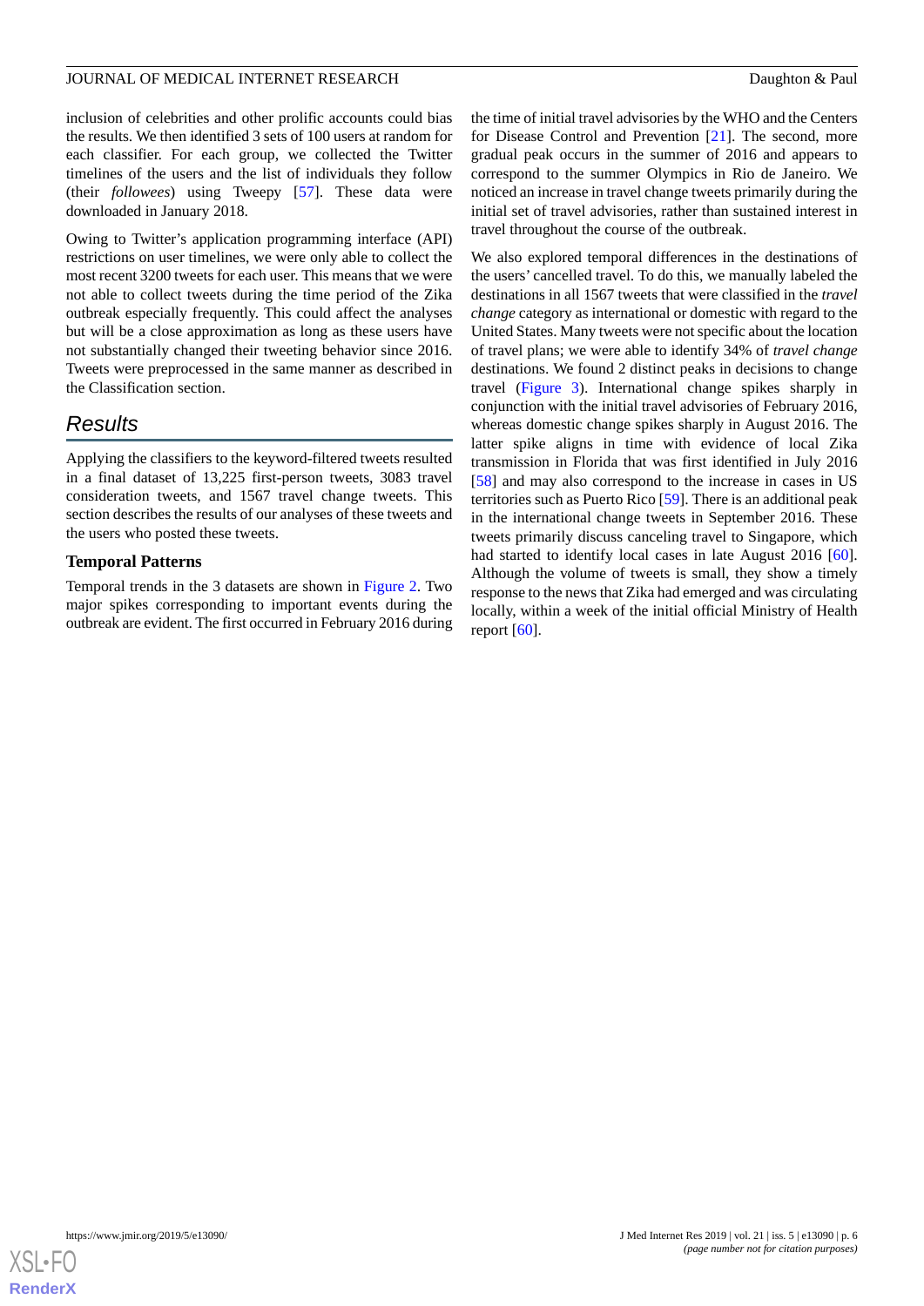inclusion of celebrities and other prolific accounts could bias the results. We then identified 3 sets of 100 users at random for each classifier. For each group, we collected the Twitter timelines of the users and the list of individuals they follow (their *followees*) using Tweepy [57]. These data were downloaded in January 2018.

Owing to Twitter's application programming interface (API) restrictions on user timelines, we were only able to collect the most recent 3200 tweets for each user. This means that we were not able to collect tweets during the time period of the Zika outbreak especially frequently. This could affect the analyses but will be a close approximation as long as these users have not substantially changed their tweeting behavior since 2016. Tweets were preprocessed in the same manner as described in the Classification section.

## Results

Applying the classifiers to the keyword-filtered tweets resulted in a final dataset of 13,225 first-person tweets, 3083 travel consideration tweets, and 1567 travel change tweets. This section describes the results of our analyses of these tweets and the users who posted these tweets.

### Temporal Patterns

Temporal trends in the 3 datasets are shown in Figure 2. Two major spikes corresponding to important events during the outbreak are evident. The first occurred in February 2016 during the time of initial travel advisories by the WHO and the Centers for Disease Control and Prevention [21]. The second, more gradual peak occurs in the summer of 2016 and appears to correspond to the summer Olympics in Rio de Janeiro. We noticed an increase in travel change tweets primarily during the initial set of travel advisories, rather than sustained interest in travel throughout the course of the outbreak.

We also explored temporal differences in the destinations of the users' cancelled travel. To do this, we manually labeled the destinations in all 1567 tweets that were classified in the *travel change* category as international or domestic with regard to the United States. Many tweets were not specific about the location of travel plans; we were able to identify 34% of *travel change* destinations. We found 2 distinct peaks in decisions to change travel (Figure 3). International change spikes sharply in conjunction with the initial travel advisories of February 2016, whereas domestic change spikes sharply in August 2016. The latter spike aligns in time with evidence of local Zika transmission in Florida that was first identified in July 2016 [58] and may also correspond to the increase in cases in US territories such as Puerto Rico [59]. There is an additional peak in the international change tweets in September 2016. These tweets primarily discuss canceling travel to Singapore, which had started to identify local cases in late August 2016 [60]. Although the volume of tweets is small, they show a timely response to the news that Zika had emerged and was circulating locally, within a week of the initial official Ministry of Health report [60].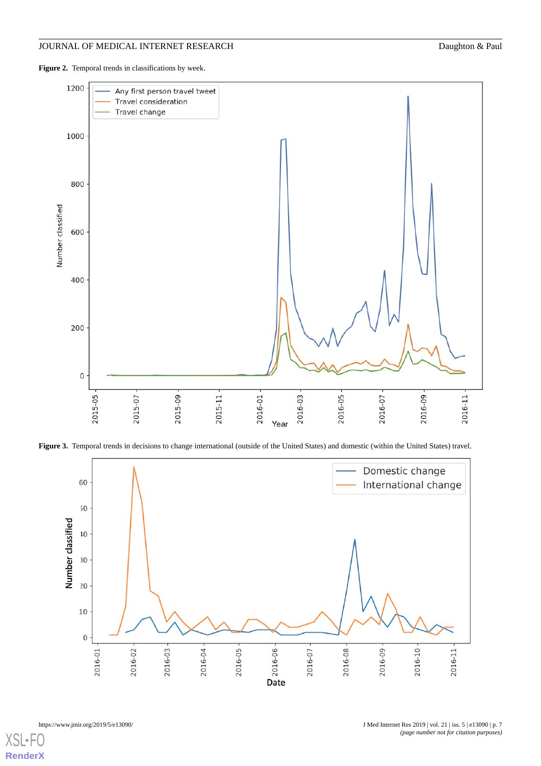**Figure 2.** Temporal trends in classifications by week.

**Figure 3.** Temporal trends in decisions to change international (outside of the United States) and domestic (within the United States) travel.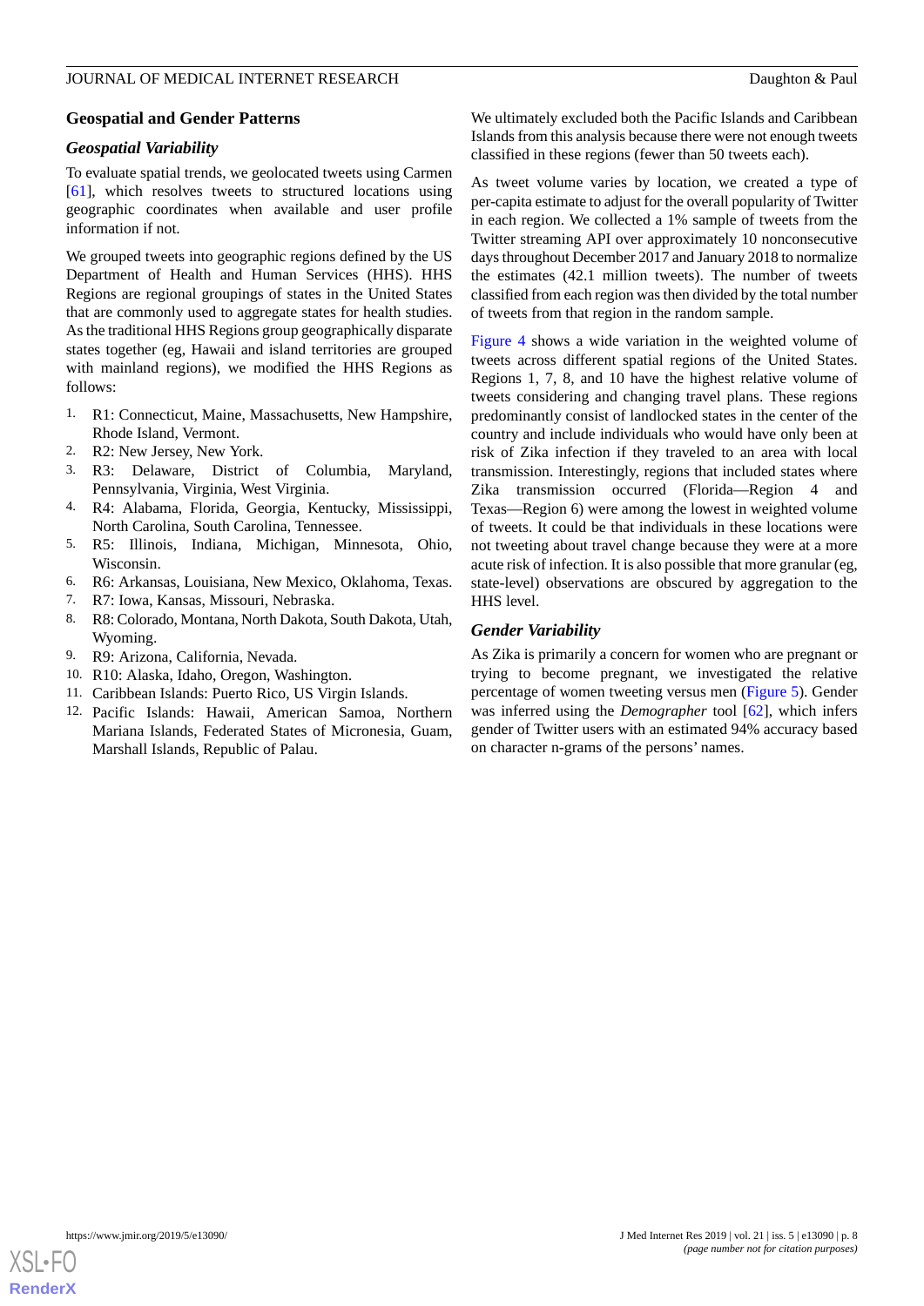## Geospatial and Gender Patterns

### Geospatial Variability

To evaluate spatial trends, we geolocated tweets using Carmen [61], which resolves tweets to structured locations using geographic coordinates when available and user profile information if not.

We grouped tweets into geographic regions defined by the US Department of Health and Human Services (HHS). HHS Regions are regional groupings of states in the United States that are commonly used to aggregate states for health studies. As the traditional HHS Regions group geographically disparate states together (eg, Hawaii and island territories are grouped with mainland regions), we modified the HHS Regions as follows:

1. R1: Connecticut, Maine, Massachusetts, New Hampshire, Rhode Island, Vermont.
2. R2: New Jersey, New York.
3. R3: Delaware, District of Columbia, Maryland, Pennsylvania, Virginia, West Virginia.
4. R4: Alabama, Florida, Georgia, Kentucky, Mississippi, North Carolina, South Carolina, Tennessee.
5. R5: Illinois, Indiana, Michigan, Minnesota, Ohio, Wisconsin.
6. R6: Arkansas, Louisiana, New Mexico, Oklahoma, Texas.
7. R7: Iowa, Kansas, Missouri, Nebraska.
8. R8: Colorado, Montana, North Dakota, South Dakota, Utah, Wyoming.
9. R9: Arizona, California, Nevada.
10. R10: Alaska, Idaho, Oregon, Washington.
11. Caribbean Islands: Puerto Rico, US Virgin Islands.
12. Pacific Islands: Hawaii, American Samoa, Northern Mariana Islands, Federated States of Micronesia, Guam, Marshall Islands, Republic of Palau.

We ultimately excluded both the Pacific Islands and Caribbean Islands from this analysis because there were not enough tweets classified in these regions (fewer than 50 tweets each).

As tweet volume varies by location, we created a type of per-capita estimate to adjust for the overall popularity of Twitter in each region. We collected a 1% sample of tweets from the Twitter streaming API over approximately 10 nonconsecutive days throughout December 2017 and January 2018 to normalize the estimates (42.1 million tweets). The number of tweets classified from each region was then divided by the total number of tweets from that region in the random sample.

Figure 4 shows a wide variation in the weighted volume of tweets across different spatial regions of the United States. Regions 1, 7, 8, and 10 have the highest relative volume of tweets considering and changing travel plans. These regions predominantly consist of landlocked states in the center of the country and include individuals who would have only been at risk of Zika infection if they traveled to an area with local transmission. Interestingly, regions that included states where Zika transmission occurred (Florida—Region 4 and Texas—Region 6) were among the lowest in weighted volume of tweets. It could be that individuals in these locations were not tweeting about travel change because they were at a more acute risk of infection. It is also possible that more granular (eg, state-level) observations are obscured by aggregation to the HHS level.

### Gender Variability

As Zika is primarily a concern for women who are pregnant or trying to become pregnant, we investigated the relative percentage of women tweeting versus men (Figure 5). Gender was inferred using the *Demographer* tool [62], which infers gender of Twitter users with an estimated 94% accuracy based on character n-grams of the persons' names.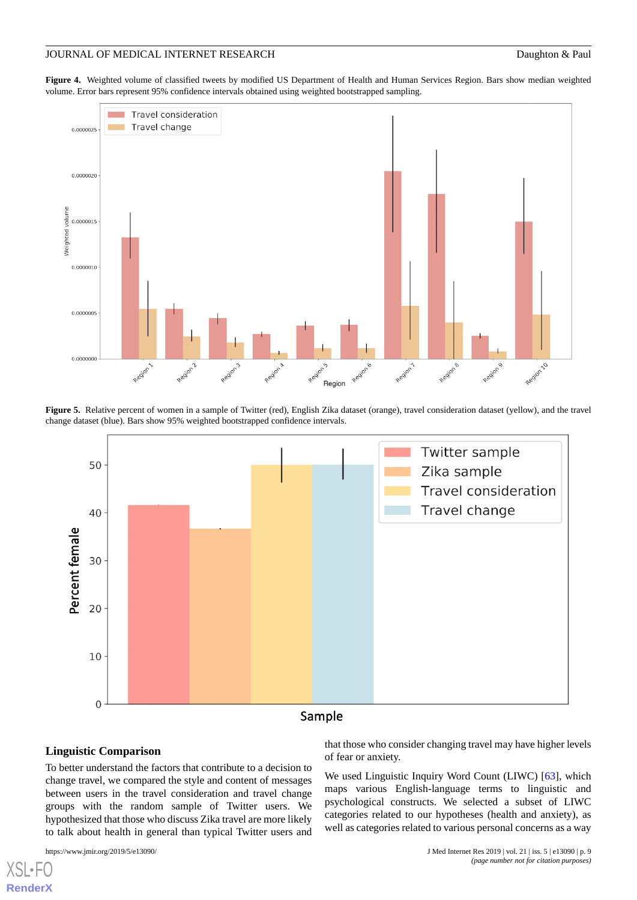**Figure 4.** Weighted volume of classified tweets by modified US Department of Health and Human Services Region. Bars show median weighted volume. Error bars represent 95% confidence intervals obtained using weighted bootstrapped sampling.

**Figure 5.** Relative percent of women in a sample of Twitter (red), English Zika dataset (orange), travel consideration dataset (yellow), and the travel change dataset (blue). Bars show 95% weighted bootstrapped confidence intervals.

### Linguistic Comparison

To better understand the factors that contribute to a decision to change travel, we compared the style and content of messages between users in the travel consideration and travel change groups with the random sample of Twitter users. We hypothesized that those who discuss Zika travel are more likely to talk about health in general than typical Twitter users and that those who consider changing travel may have higher levels of fear or anxiety.

We used Linguistic Inquiry Word Count (LIWC) [63], which maps various English-language terms to linguistic and psychological constructs. We selected a subset of LIWC categories related to our hypotheses (health and anxiety), as well as categories related to various personal concerns as a way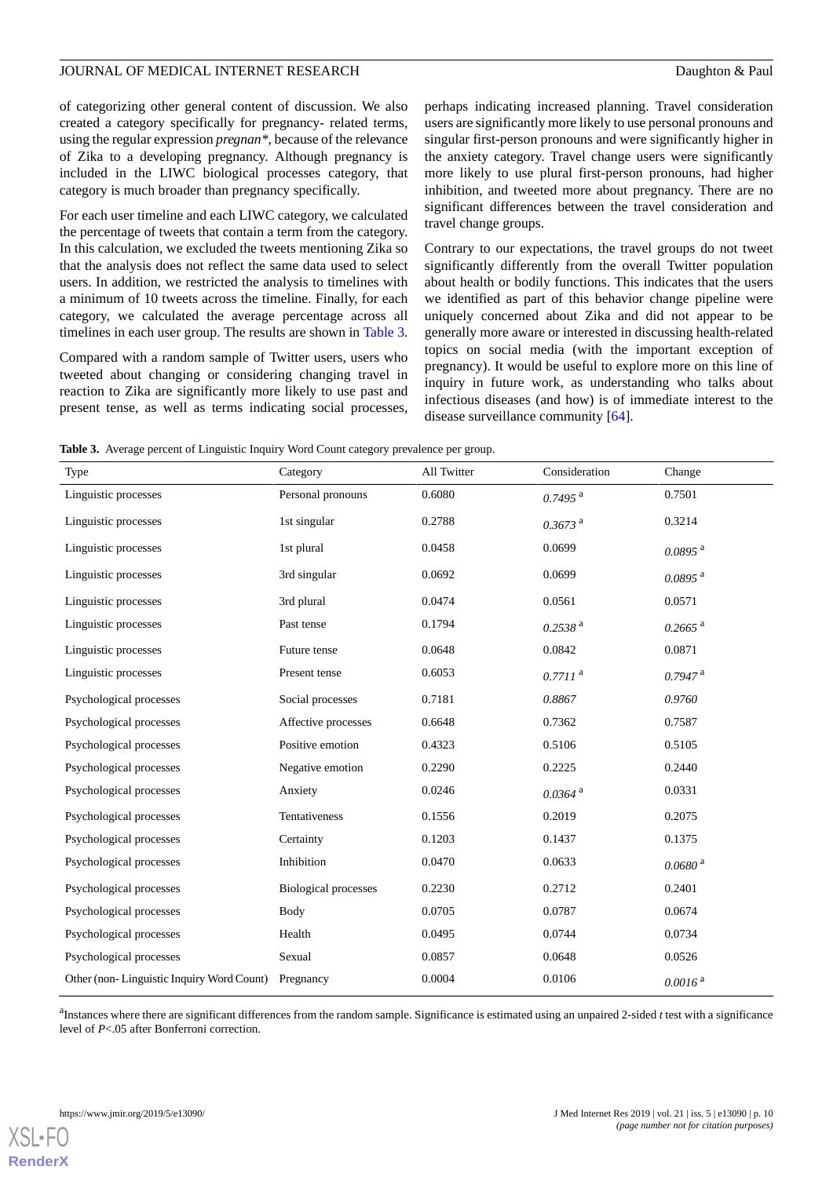of categorizing other general content of discussion. We also created a category specifically for pregnancy- related terms, using the regular expression *pregnan**, because of the relevance of Zika to a developing pregnancy. Although pregnancy is included in the LIWC biological processes category, that category is much broader than pregnancy specifically.

For each user timeline and each LIWC category, we calculated the percentage of tweets that contain a term from the category. In this calculation, we excluded the tweets mentioning Zika so that the analysis does not reflect the same data used to select users. In addition, we restricted the analysis to timelines with a minimum of 10 tweets across the timeline. Finally, for each category, we calculated the average percentage across all timelines in each user group. The results are shown in Table 3.

Compared with a random sample of Twitter users, users who tweeted about changing or considering changing travel in reaction to Zika are significantly more likely to use past and present tense, as well as terms indicating social processes, perhaps indicating increased planning. Travel consideration users are significantly more likely to use personal pronouns and singular first-person pronouns and were significantly higher in the anxiety category. Travel change users were significantly more likely to use plural first-person pronouns, had higher inhibition, and tweeted more about pregnancy. There are no significant differences between the travel consideration and travel change groups.

Contrary to our expectations, the travel groups do not tweet significantly differently from the overall Twitter population about health or bodily functions. This indicates that the users we identified as part of this behavior change pipeline were uniquely concerned about Zika and did not appear to be generally more aware or interested in discussing health-related topics on social media (with the important exception of pregnancy). It would be useful to explore more on this line of inquiry in future work, as understanding who talks about infectious diseases (and how) is of immediate interest to the disease surveillance community [64].

**Table 3.** Average percent of Linguistic Inquiry Word Count category prevalence per group.

| Type | Category | All Twitter | Consideration | Change |
|---|---|---|---|---|
| Linguistic processes | Personal pronouns | 0.6080 | *0.7495* [a] | 0.7501 |
| Linguistic processes | 1st singular | 0.2788 | *0.3673* [a] | 0.3214 |
| Linguistic processes | 1st plural | 0.0458 | 0.0699 | *0.0895* [a] |
| Linguistic processes | 3rd singular | 0.0692 | 0.0699 | *0.0895* [a] |
| Linguistic processes | 3rd plural | 0.0474 | 0.0561 | 0.0571 |
| Linguistic processes | Past tense | 0.1794 | *0.2538* [a] | *0.2665* [a] |
| Linguistic processes | Future tense | 0.0648 | 0.0842 | 0.0871 |
| Linguistic processes | Present tense | 0.6053 | *0.7711* [a] | *0.7947* [a] |
| Psychological processes | Social processes | 0.7181 | *0.8867* | *0.9760* |
| Psychological processes | Affective processes | 0.6648 | 0.7362 | 0.7587 |
| Psychological processes | Positive emotion | 0.4323 | 0.5106 | 0.5105 |
| Psychological processes | Negative emotion | 0.2290 | 0.2225 | 0.2440 |
| Psychological processes | Anxiety | 0.0246 | *0.0364* [a] | 0.0331 |
| Psychological processes | Tentativeness | 0.1556 | 0.2019 | 0.2075 |
| Psychological processes | Certainty | 0.1203 | 0.1437 | 0.1375 |
| Psychological processes | Inhibition | 0.0470 | 0.0633 | *0.0680* [a] |
| Psychological processes | Biological processes | 0.2230 | 0.2712 | 0.2401 |
| Psychological processes | Body | 0.0705 | 0.0787 | 0.0674 |
| Psychological processes | Health | 0.0495 | 0.0744 | 0.0734 |
| Psychological processes | Sexual | 0.0857 | 0.0648 | 0.0526 |
| Other (non- Linguistic Inquiry Word Count) | Pregnancy | 0.0004 | 0.0106 | *0.0016* [a] |

[a]Instances where there are significant differences from the random sample. Significance is estimated using an unpaired 2-sided *t* test with a significance level of $P$<.05 after Bonferroni correction.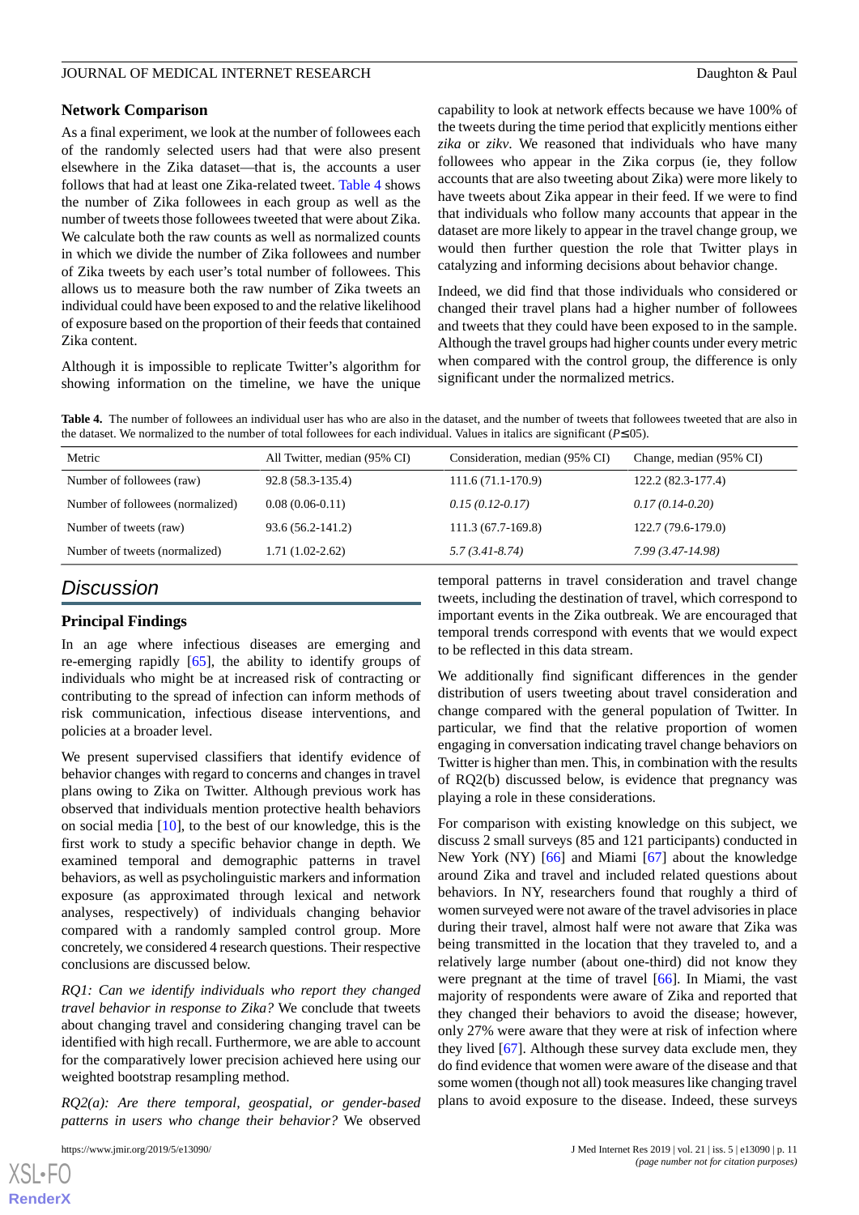### Network Comparison

As a final experiment, we look at the number of followees each of the randomly selected users had that were also present elsewhere in the Zika dataset—that is, the accounts a user follows that had at least one Zika-related tweet. Table 4 shows the number of Zika followees in each group as well as the number of tweets those followees tweeted that were about Zika. We calculate both the raw counts as well as normalized counts in which we divide the number of Zika followees and number of Zika tweets by each user's total number of followees. This allows us to measure both the raw number of Zika tweets an individual could have been exposed to and the relative likelihood of exposure based on the proportion of their feeds that contained Zika content.

Although it is impossible to replicate Twitter's algorithm for showing information on the timeline, we have the unique capability to look at network effects because we have 100% of the tweets during the time period that explicitly mentions either *zika* or *zikv*. We reasoned that individuals who have many followees who appear in the Zika corpus (ie, they follow accounts that are also tweeting about Zika) were more likely to have tweets about Zika appear in their feed. If we were to find that individuals who follow many accounts that appear in the dataset are more likely to appear in the travel change group, we would then further question the role that Twitter plays in catalyzing and informing decisions about behavior change.

Indeed, we did find that those individuals who considered or changed their travel plans had a higher number of followees and tweets that they could have been exposed to in the sample. Although the travel groups had higher counts under every metric when compared with the control group, the difference is only significant under the normalized metrics.

**Table 4.** The number of followees an individual user has who are also in the dataset, and the number of tweets that followees tweeted that are also in the dataset. We normalized to the number of total followees for each individual. Values in italics are significant ($P \leq .05$).

| Metric | All Twitter, median (95% CI) | Consideration, median (95% CI) | Change, median (95% CI) |
|---|---|---|---|
| Number of followees (raw) | 92.8 (58.3-135.4) | 111.6 (71.1-170.9) | 122.2 (82.3-177.4) |
| Number of followees (normalized) | 0.08 (0.06-0.11) | *0.15 (0.12-0.17)* | *0.17 (0.14-0.20)* |
| Number of tweets (raw) | 93.6 (56.2-141.2) | 111.3 (67.7-169.8) | 122.7 (79.6-179.0) |
| Number of tweets (normalized) | 1.71 (1.02-2.62) | *5.7 (3.41-8.74)* | *7.99 (3.47-14.98)* |

## Discussion

### Principal Findings

In an age where infectious diseases are emerging and re-emerging rapidly [65], the ability to identify groups of individuals who might be at increased risk of contracting or contributing to the spread of infection can inform methods of risk communication, infectious disease interventions, and policies at a broader level.

We present supervised classifiers that identify evidence of behavior changes with regard to concerns and changes in travel plans owing to Zika on Twitter. Although previous work has observed that individuals mention protective health behaviors on social media [10], to the best of our knowledge, this is the first work to study a specific behavior change in depth. We examined temporal and demographic patterns in travel behaviors, as well as psycholinguistic markers and information exposure (as approximated through lexical and network analyses, respectively) of individuals changing behavior compared with a randomly sampled control group. More concretely, we considered 4 research questions. Their respective conclusions are discussed below.

*RQ1: Can we identify individuals who report they changed travel behavior in response to Zika?* We conclude that tweets about changing travel and considering changing travel can be identified with high recall. Furthermore, we are able to account for the comparatively lower precision achieved here using our weighted bootstrap resampling method.

*RQ2(a): Are there temporal, geospatial, or gender-based patterns in users who change their behavior?* We observed temporal patterns in travel consideration and travel change tweets, including the destination of travel, which correspond to important events in the Zika outbreak. We are encouraged that temporal trends correspond with events that we would expect to be reflected in this data stream.

We additionally find significant differences in the gender distribution of users tweeting about travel consideration and change compared with the general population of Twitter. In particular, we find that the relative proportion of women engaging in conversation indicating travel change behaviors on Twitter is higher than men. This, in combination with the results of RQ2(b) discussed below, is evidence that pregnancy was playing a role in these considerations.

For comparison with existing knowledge on this subject, we discuss 2 small surveys (85 and 121 participants) conducted in New York (NY) [66] and Miami [67] about the knowledge around Zika and travel and included related questions about behaviors. In NY, researchers found that roughly a third of women surveyed were not aware of the travel advisories in place during their travel, almost half were not aware that Zika was being transmitted in the location that they traveled to, and a relatively large number (about one-third) did not know they were pregnant at the time of travel [66]. In Miami, the vast majority of respondents were aware of Zika and reported that they changed their behaviors to avoid the disease; however, only 27% were aware that they were at risk of infection where they lived [67]. Although these survey data exclude men, they do find evidence that women were aware of the disease and that some women (though not all) took measures like changing travel plans to avoid exposure to the disease. Indeed, these surveys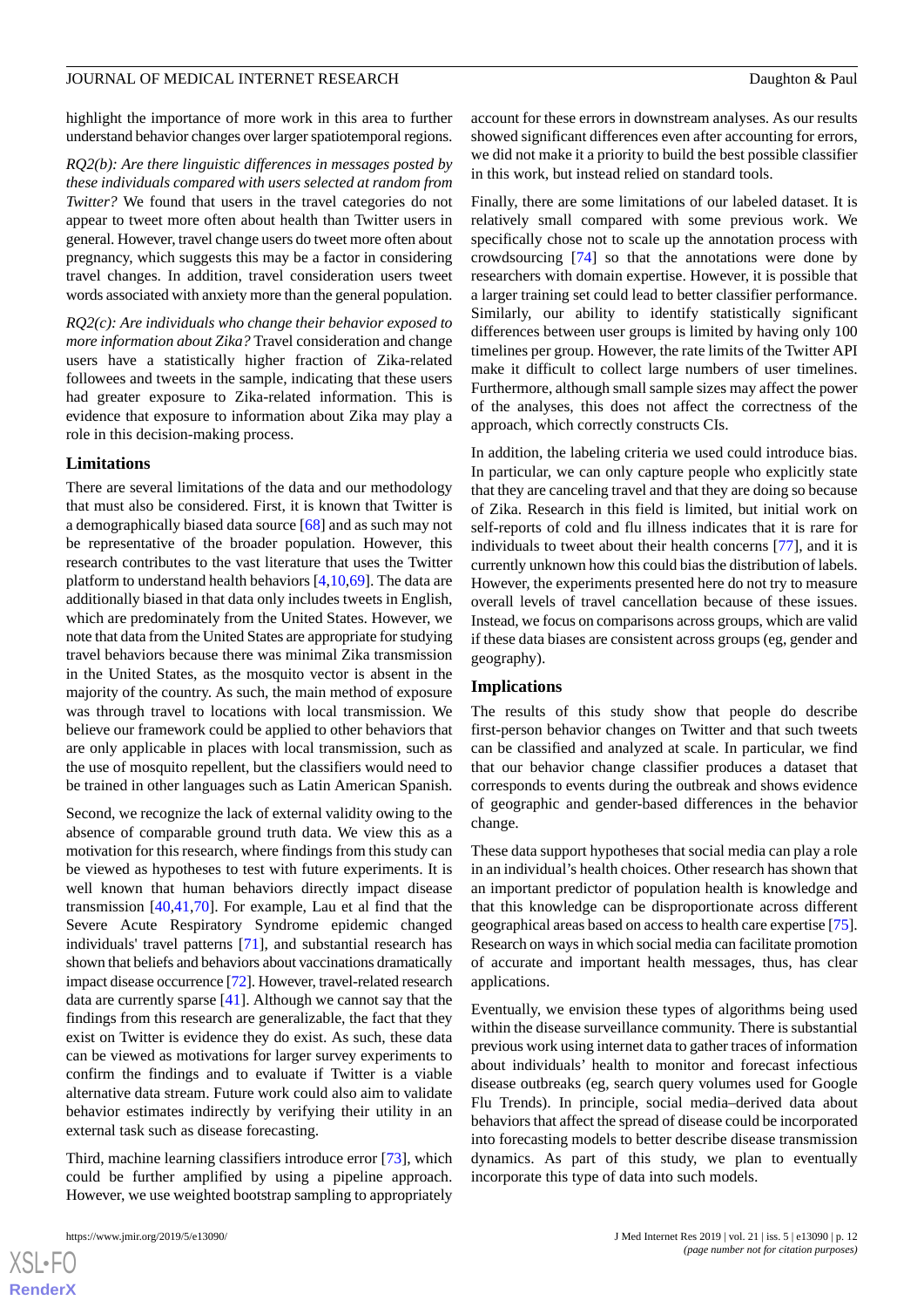highlight the importance of more work in this area to further understand behavior changes over larger spatiotemporal regions.

*RQ2(b): Are there linguistic differences in messages posted by these individuals compared with users selected at random from Twitter?* We found that users in the travel categories do not appear to tweet more often about health than Twitter users in general. However, travel change users do tweet more often about pregnancy, which suggests this may be a factor in considering travel changes. In addition, travel consideration users tweet words associated with anxiety more than the general population.

*RQ2(c): Are individuals who change their behavior exposed to more information about Zika?* Travel consideration and change users have a statistically higher fraction of Zika-related followees and tweets in the sample, indicating that these users had greater exposure to Zika-related information. This is evidence that exposure to information about Zika may play a role in this decision-making process.

### Limitations

There are several limitations of the data and our methodology that must also be considered. First, it is known that Twitter is a demographically biased data source [68] and as such may not be representative of the broader population. However, this research contributes to the vast literature that uses the Twitter platform to understand health behaviors [4,10,69]. The data are additionally biased in that data only includes tweets in English, which are predominately from the United States. However, we note that data from the United States are appropriate for studying travel behaviors because there was minimal Zika transmission in the United States, as the mosquito vector is absent in the majority of the country. As such, the main method of exposure was through travel to locations with local transmission. We believe our framework could be applied to other behaviors that are only applicable in places with local transmission, such as the use of mosquito repellent, but the classifiers would need to be trained in other languages such as Latin American Spanish.

Second, we recognize the lack of external validity owing to the absence of comparable ground truth data. We view this as a motivation for this research, where findings from this study can be viewed as hypotheses to test with future experiments. It is well known that human behaviors directly impact disease transmission [40,41,70]. For example, Lau et al find that the Severe Acute Respiratory Syndrome epidemic changed individuals' travel patterns [71], and substantial research has shown that beliefs and behaviors about vaccinations dramatically impact disease occurrence [72]. However, travel-related research data are currently sparse [41]. Although we cannot say that the findings from this research are generalizable, the fact that they exist on Twitter is evidence they do exist. As such, these data can be viewed as motivations for larger survey experiments to confirm the findings and to evaluate if Twitter is a viable alternative data stream. Future work could also aim to validate behavior estimates indirectly by verifying their utility in an external task such as disease forecasting.

Third, machine learning classifiers introduce error [73], which could be further amplified by using a pipeline approach. However, we use weighted bootstrap sampling to appropriately account for these errors in downstream analyses. As our results showed significant differences even after accounting for errors, we did not make it a priority to build the best possible classifier in this work, but instead relied on standard tools.

Finally, there are some limitations of our labeled dataset. It is relatively small compared with some previous work. We specifically chose not to scale up the annotation process with crowdsourcing [74] so that the annotations were done by researchers with domain expertise. However, it is possible that a larger training set could lead to better classifier performance. Similarly, our ability to identify statistically significant differences between user groups is limited by having only 100 timelines per group. However, the rate limits of the Twitter API make it difficult to collect large numbers of user timelines. Furthermore, although small sample sizes may affect the power of the analyses, this does not affect the correctness of the approach, which correctly constructs CIs.

In addition, the labeling criteria we used could introduce bias. In particular, we can only capture people who explicitly state that they are canceling travel and that they are doing so because of Zika. Research in this field is limited, but initial work on self-reports of cold and flu illness indicates that it is rare for individuals to tweet about their health concerns [77], and it is currently unknown how this could bias the distribution of labels. However, the experiments presented here do not try to measure overall levels of travel cancellation because of these issues. Instead, we focus on comparisons across groups, which are valid if these data biases are consistent across groups (eg, gender and geography).

### Implications

The results of this study show that people do describe first-person behavior changes on Twitter and that such tweets can be classified and analyzed at scale. In particular, we find that our behavior change classifier produces a dataset that corresponds to events during the outbreak and shows evidence of geographic and gender-based differences in the behavior change.

These data support hypotheses that social media can play a role in an individual's health choices. Other research has shown that an important predictor of population health is knowledge and that this knowledge can be disproportionate across different geographical areas based on access to health care expertise [75]. Research on ways in which social media can facilitate promotion of accurate and important health messages, thus, has clear applications.

Eventually, we envision these types of algorithms being used within the disease surveillance community. There is substantial previous work using internet data to gather traces of information about individuals' health to monitor and forecast infectious disease outbreaks (eg, search query volumes used for Google Flu Trends). In principle, social media–derived data about behaviors that affect the spread of disease could be incorporated into forecasting models to better describe disease transmission dynamics. As part of this study, we plan to eventually incorporate this type of data into such models.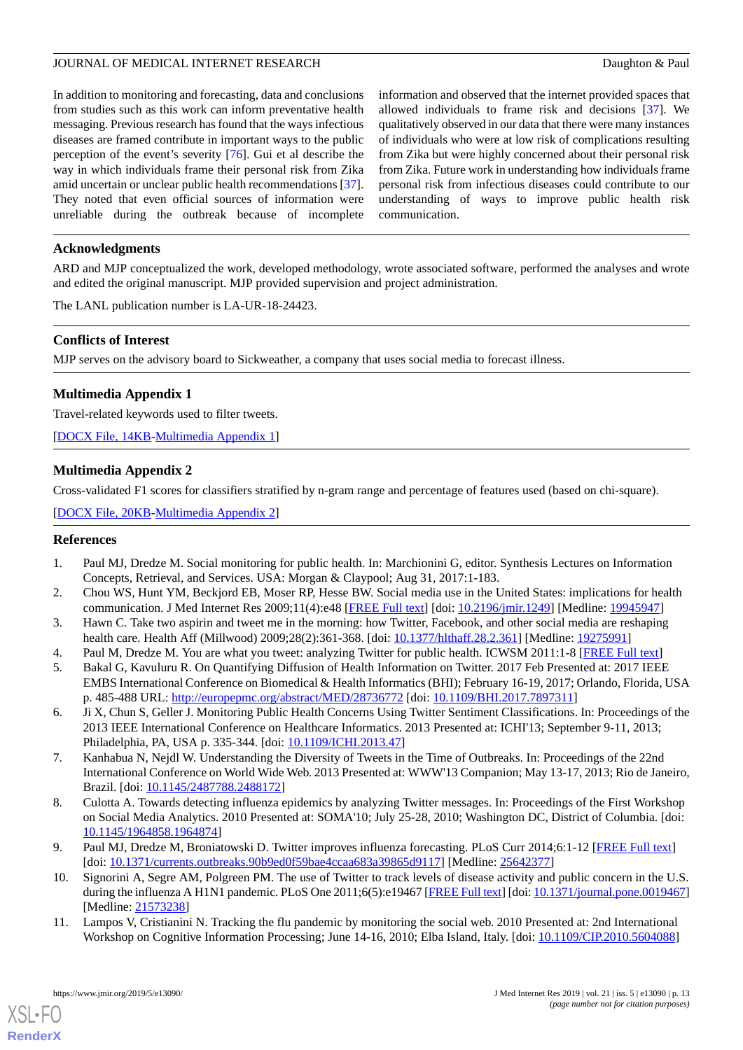In addition to monitoring and forecasting, data and conclusions from studies such as this work can inform preventative health messaging. Previous research has found that the ways infectious diseases are framed contribute in important ways to the public perception of the event's severity [76]. Gui et al describe the way in which individuals frame their personal risk from Zika amid uncertain or unclear public health recommendations [37]. They noted that even official sources of information were unreliable during the outbreak because of incomplete information and observed that the internet provided spaces that allowed individuals to frame risk and decisions [37]. We qualitatively observed in our data that there were many instances of individuals who were at low risk of complications resulting from Zika but were highly concerned about their personal risk from Zika. Future work in understanding how individuals frame personal risk from infectious diseases could contribute to our understanding of ways to improve public health risk communication.

## Acknowledgments

ARD and MJP conceptualized the work, developed methodology, wrote associated software, performed the analyses and wrote and edited the original manuscript. MJP provided supervision and project administration.

The LANL publication number is LA-UR-18-24423.

## Conflicts of Interest

MJP serves on the advisory board to Sickweather, a company that uses social media to forecast illness.

## Multimedia Appendix 1

Travel-related keywords used to filter tweets.

[DOCX File, 14KB-Multimedia Appendix 1]

## Multimedia Appendix 2

Cross-validated F1 scores for classifiers stratified by n-gram range and percentage of features used (based on chi-square).

[DOCX File, 20KB-Multimedia Appendix 2]

## References

1. Paul MJ, Dredze M. Social monitoring for public health. In: Marchionini G, editor. Synthesis Lectures on Information Concepts, Retrieval, and Services. USA: Morgan & Claypool; Aug 31, 2017:1-183.
2. Chou WS, Hunt YM, Beckjord EB, Moser RP, Hesse BW. Social media use in the United States: implications for health communication. J Med Internet Res 2009;11(4):e48 [FREE Full text] [doi: 10.2196/jmir.1249] [Medline: 19945947]
3. Hawn C. Take two aspirin and tweet me in the morning: how Twitter, Facebook, and other social media are reshaping health care. Health Aff (Millwood) 2009;28(2):361-368. [doi: 10.1377/hlthaff.28.2.361] [Medline: 19275991]
4. Paul M, Dredze M. You are what you tweet: analyzing Twitter for public health. ICWSM 2011:1-8 [FREE Full text]
5. Bakal G, Kavuluru R. On Quantifying Diffusion of Health Information on Twitter. 2017 Feb Presented at: 2017 IEEE EMBS International Conference on Biomedical & Health Informatics (BHI); February 16-19, 2017; Orlando, Florida, USA p. 485-488 URL: http://europepmc.org/abstract/MED/28736772 [doi: 10.1109/BHI.2017.7897311]
6. Ji X, Chun S, Geller J. Monitoring Public Health Concerns Using Twitter Sentiment Classifications. In: Proceedings of the 2013 IEEE International Conference on Healthcare Informatics. 2013 Presented at: ICHI'13; September 9-11, 2013; Philadelphia, PA, USA p. 335-344. [doi: 10.1109/ICHI.2013.47]
7. Kanhabua N, Nejdl W. Understanding the Diversity of Tweets in the Time of Outbreaks. In: Proceedings of the 22nd International Conference on World Wide Web. 2013 Presented at: WWW'13 Companion; May 13-17, 2013; Rio de Janeiro, Brazil. [doi: 10.1145/2487788.2488172]
8. Culotta A. Towards detecting influenza epidemics by analyzing Twitter messages. In: Proceedings of the First Workshop on Social Media Analytics. 2010 Presented at: SOMA'10; July 25-28, 2010; Washington DC, District of Columbia. [doi: 10.1145/1964858.1964874]
9. Paul MJ, Dredze M, Broniatowski D. Twitter improves influenza forecasting. PLoS Curr 2014;6:1-12 [FREE Full text] [doi: 10.1371/currents.outbreaks.90b9ed0f59bae4ccaa683a39865d9117] [Medline: 25642377]
10. Signorini A, Segre AM, Polgreen PM. The use of Twitter to track levels of disease activity and public concern in the U.S. during the influenza A H1N1 pandemic. PLoS One 2011;6(5):e19467 [FREE Full text] [doi: 10.1371/journal.pone.0019467] [Medline: 21573238]
11. Lampos V, Cristianini N. Tracking the flu pandemic by monitoring the social web. 2010 Presented at: 2nd International Workshop on Cognitive Information Processing; June 14-16, 2010; Elba Island, Italy. [doi: 10.1109/CIP.2010.5604088]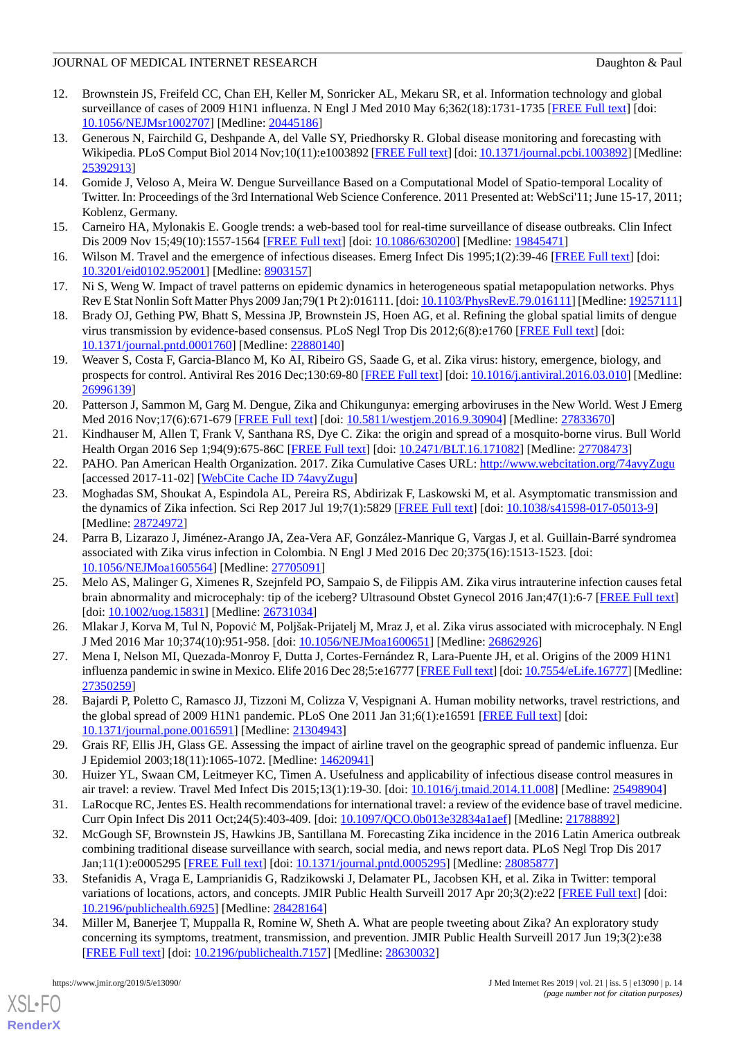12. Brownstein JS, Freifeld CC, Chan EH, Keller M, Sonricker AL, Mekaru SR, et al. Information technology and global surveillance of cases of 2009 H1N1 influenza. N Engl J Med 2010 May 6;362(18):1731-1735 [FREE Full text] [doi: 10.1056/NEJMsr1002707] [Medline: 20445186]
13. Generous N, Fairchild G, Deshpande A, del Valle SY, Priedhorsky R. Global disease monitoring and forecasting with Wikipedia. PLoS Comput Biol 2014 Nov;10(11):e1003892 [FREE Full text] [doi: 10.1371/journal.pcbi.1003892] [Medline: 25392913]
14. Gomide J, Veloso A, Meira W. Dengue Surveillance Based on a Computational Model of Spatio-temporal Locality of Twitter. In: Proceedings of the 3rd International Web Science Conference. 2011 Presented at: WebSci'11; June 15-17, 2011; Koblenz, Germany.
15. Carneiro HA, Mylonakis E. Google trends: a web-based tool for real-time surveillance of disease outbreaks. Clin Infect Dis 2009 Nov 15;49(10):1557-1564 [FREE Full text] [doi: 10.1086/630200] [Medline: 19845471]
16. Wilson M. Travel and the emergence of infectious diseases. Emerg Infect Dis 1995;1(2):39-46 [FREE Full text] [doi: 10.3201/eid0102.952001] [Medline: 8903157]
17. Ni S, Weng W. Impact of travel patterns on epidemic dynamics in heterogeneous spatial metapopulation networks. Phys Rev E Stat Nonlin Soft Matter Phys 2009 Jan;79(1 Pt 2):016111. [doi: 10.1103/PhysRevE.79.016111] [Medline: 19257111]
18. Brady OJ, Gething PW, Bhatt S, Messina JP, Brownstein JS, Hoen AG, et al. Refining the global spatial limits of dengue virus transmission by evidence-based consensus. PLoS Negl Trop Dis 2012;6(8):e1760 [FREE Full text] [doi: 10.1371/journal.pntd.0001760] [Medline: 22880140]
19. Weaver S, Costa F, Garcia-Blanco M, Ko AI, Ribeiro GS, Saade G, et al. Zika virus: history, emergence, biology, and prospects for control. Antiviral Res 2016 Dec;130:69-80 [FREE Full text] [doi: 10.1016/j.antiviral.2016.03.010] [Medline: 26996139]
20. Patterson J, Sammon M, Garg M. Dengue, Zika and Chikungunya: emerging arboviruses in the New World. West J Emerg Med 2016 Nov;17(6):671-679 [FREE Full text] [doi: 10.5811/westjem.2016.9.30904] [Medline: 27833670]
21. Kindhauser M, Allen T, Frank V, Santhana RS, Dye C. Zika: the origin and spread of a mosquito-borne virus. Bull World Health Organ 2016 Sep 1;94(9):675-86C [FREE Full text] [doi: 10.2471/BLT.16.171082] [Medline: 27708473]
22. PAHO. Pan American Health Organization. 2017. Zika Cumulative Cases URL: http://www.webcitation.org/74avyZugu [accessed 2017-11-02] [WebCite Cache ID 74avyZugu]
23. Moghadas SM, Shoukat A, Espindola AL, Pereira RS, Abdirizak F, Laskowski M, et al. Asymptomatic transmission and the dynamics of Zika infection. Sci Rep 2017 Jul 19;7(1):5829 [FREE Full text] [doi: 10.1038/s41598-017-05013-9] [Medline: 28724972]
24. Parra B, Lizarazo J, Jiménez-Arango JA, Zea-Vera AF, González-Manrique G, Vargas J, et al. Guillain-Barré syndromea associated with Zika virus infection in Colombia. N Engl J Med 2016 Dec 20;375(16):1513-1523. [doi: 10.1056/NEJMoa1605564] [Medline: 27705091]
25. Melo AS, Malinger G, Ximenes R, Szejnfeld PO, Sampaio S, de Filippis AM. Zika virus intrauterine infection causes fetal brain abnormality and microcephaly: tip of the iceberg? Ultrasound Obstet Gynecol 2016 Jan;47(1):6-7 [FREE Full text] [doi: 10.1002/uog.15831] [Medline: 26731034]
26. Mlakar J, Korva M, Tul N, Popović M, Poljšak-Prijatelj M, Mraz J, et al. Zika virus associated with microcephaly. N Engl J Med 2016 Mar 10;374(10):951-958. [doi: 10.1056/NEJMoa1600651] [Medline: 26862926]
27. Mena I, Nelson MI, Quezada-Monroy F, Dutta J, Cortes-Fernández R, Lara-Puente JH, et al. Origins of the 2009 H1N1 influenza pandemic in swine in Mexico. Elife 2016 Dec 28;5:e16777 [FREE Full text] [doi: 10.7554/eLife.16777] [Medline: 27350259]
28. Bajardi P, Poletto C, Ramasco JJ, Tizzoni M, Colizza V, Vespignani A. Human mobility networks, travel restrictions, and the global spread of 2009 H1N1 pandemic. PLoS One 2011 Jan 31;6(1):e16591 [FREE Full text] [doi: 10.1371/journal.pone.0016591] [Medline: 21304943]
29. Grais RF, Ellis JH, Glass GE. Assessing the impact of airline travel on the geographic spread of pandemic influenza. Eur J Epidemiol 2003;18(11):1065-1072. [Medline: 14620941]
30. Huizer YL, Swaan CM, Leitmeyer KC, Timen A. Usefulness and applicability of infectious disease control measures in air travel: a review. Travel Med Infect Dis 2015;13(1):19-30. [doi: 10.1016/j.tmaid.2014.11.008] [Medline: 25498904]
31. LaRocque RC, Jentes ES. Health recommendations for international travel: a review of the evidence base of travel medicine. Curr Opin Infect Dis 2011 Oct;24(5):403-409. [doi: 10.1097/QCO.0b013e32834a1aef] [Medline: 21788892]
32. McGough SF, Brownstein JS, Hawkins JB, Santillana M. Forecasting Zika incidence in the 2016 Latin America outbreak combining traditional disease surveillance with search, social media, and news report data. PLoS Negl Trop Dis 2017 Jan;11(1):e0005295 [FREE Full text] [doi: 10.1371/journal.pntd.0005295] [Medline: 28085877]
33. Stefanidis A, Vraga E, Lamprianidis G, Radzikowski J, Delamater PL, Jacobsen KH, et al. Zika in Twitter: temporal variations of locations, actors, and concepts. JMIR Public Health Surveill 2017 Apr 20;3(2):e22 [FREE Full text] [doi: 10.2196/publichealth.6925] [Medline: 28428164]
34. Miller M, Banerjee T, Muppalla R, Romine W, Sheth A. What are people tweeting about Zika? An exploratory study concerning its symptoms, treatment, transmission, and prevention. JMIR Public Health Surveill 2017 Jun 19;3(2):e38 [FREE Full text] [doi: 10.2196/publichealth.7157] [Medline: 28630032]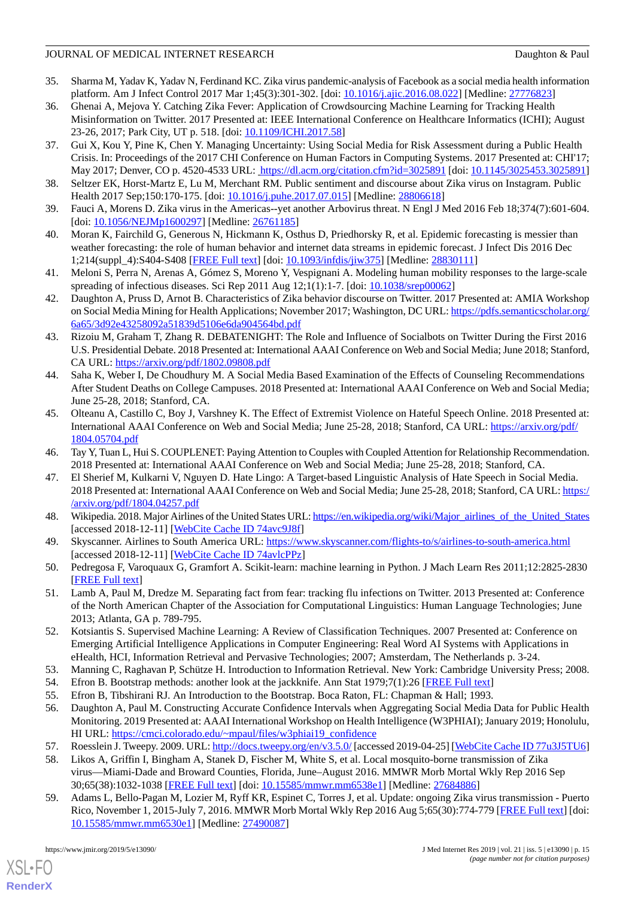35. Sharma M, Yadav K, Yadav N, Ferdinand KC. Zika virus pandemic-analysis of Facebook as a social media health information platform. Am J Infect Control 2017 Mar 1;45(3):301-302. [doi: 10.1016/j.ajic.2016.08.022] [Medline: 27776823]
36. Ghenai A, Mejova Y. Catching Zika Fever: Application of Crowdsourcing Machine Learning for Tracking Health Misinformation on Twitter. 2017 Presented at: IEEE International Conference on Healthcare Informatics (ICHI); August 23-26, 2017; Park City, UT p. 518. [doi: 10.1109/ICHI.2017.58]
37. Gui X, Kou Y, Pine K, Chen Y. Managing Uncertainty: Using Social Media for Risk Assessment during a Public Health Crisis. In: Proceedings of the 2017 CHI Conference on Human Factors in Computing Systems. 2017 Presented at: CHI'17; May 2017; Denver, CO p. 4520-4533 URL: https://dl.acm.org/citation.cfm?id=3025891 [doi: 10.1145/3025453.3025891]
38. Seltzer EK, Horst-Martz E, Lu M, Merchant RM. Public sentiment and discourse about Zika virus on Instagram. Public Health 2017 Sep;150:170-175. [doi: 10.1016/j.puhe.2017.07.015] [Medline: 28806618]
39. Fauci A, Morens D. Zika virus in the Americas--yet another Arbovirus threat. N Engl J Med 2016 Feb 18;374(7):601-604. [doi: 10.1056/NEJMp1600297] [Medline: 26761185]
40. Moran K, Fairchild G, Generous N, Hickmann K, Osthus D, Priedhorsky R, et al. Epidemic forecasting is messier than weather forecasting: the role of human behavior and internet data streams in epidemic forecast. J Infect Dis 2016 Dec 1;214(suppl_4):S404-S408 [FREE Full text] [doi: 10.1093/infdis/jiw375] [Medline: 28830111]
41. Meloni S, Perra N, Arenas A, Gómez S, Moreno Y, Vespignani A. Modeling human mobility responses to the large-scale spreading of infectious diseases. Sci Rep 2011 Aug 12;1(1):1-7. [doi: 10.1038/srep00062]
42. Daughton A, Pruss D, Arnot B. Characteristics of Zika behavior discourse on Twitter. 2017 Presented at: AMIA Workshop on Social Media Mining for Health Applications; November 2017; Washington, DC URL: https://pdfs.semanticscholar.org/6a65/3d92e43258092a51839d5106e6da904564bd.pdf
43. Rizoiu M, Graham T, Zhang R. DEBATENIGHT: The Role and Influence of Socialbots on Twitter During the First 2016 U.S. Presidential Debate. 2018 Presented at: International AAAI Conference on Web and Social Media; June 2018; Stanford, CA URL: https://arxiv.org/pdf/1802.09808.pdf
44. Saha K, Weber I, De Choudhury M. A Social Media Based Examination of the Effects of Counseling Recommendations After Student Deaths on College Campuses. 2018 Presented at: International AAAI Conference on Web and Social Media; June 25-28, 2018; Stanford, CA.
45. Olteanu A, Castillo C, Boy J, Varshney K. The Effect of Extremist Violence on Hateful Speech Online. 2018 Presented at: International AAAI Conference on Web and Social Media; June 25-28, 2018; Stanford, CA URL: https://arxiv.org/pdf/1804.05704.pdf
46. Tay Y, Tuan L, Hui S. COUPLENET: Paying Attention to Couples with Coupled Attention for Relationship Recommendation. 2018 Presented at: International AAAI Conference on Web and Social Media; June 25-28, 2018; Stanford, CA.
47. El Sherief M, Kulkarni V, Nguyen D. Hate Lingo: A Target-based Linguistic Analysis of Hate Speech in Social Media. 2018 Presented at: International AAAI Conference on Web and Social Media; June 25-28, 2018; Stanford, CA URL: https://arxiv.org/pdf/1804.04257.pdf
48. Wikipedia. 2018. Major Airlines of the United States URL: https://en.wikipedia.org/wiki/Major_airlines_of_the_United_States [accessed 2018-12-11] [WebCite Cache ID 74avc9J8f]
49. Skyscanner. Airlines to South America URL: https://www.skyscanner.com/flights-to/s/airlines-to-south-america.html [accessed 2018-12-11] [WebCite Cache ID 74avlcPPz]
50. Pedregosa F, Varoquaux G, Gramfort A. Scikit-learn: machine learning in Python. J Mach Learn Res 2011;12:2825-2830 [FREE Full text]
51. Lamb A, Paul M, Dredze M. Separating fact from fear: tracking flu infections on Twitter. 2013 Presented at: Conference of the North American Chapter of the Association for Computational Linguistics: Human Language Technologies; June 2013; Atlanta, GA p. 789-795.
52. Kotsiantis S. Supervised Machine Learning: A Review of Classification Techniques. 2007 Presented at: Conference on Emerging Artificial Intelligence Applications in Computer Engineering: Real Word AI Systems with Applications in eHealth, HCI, Information Retrieval and Pervasive Technologies; 2007; Amsterdam, The Netherlands p. 3-24.
53. Manning C, Raghavan P, Schütze H. Introduction to Information Retrieval. New York: Cambridge University Press; 2008.
54. Efron B. Bootstrap methods: another look at the jackknife. Ann Stat 1979;7(1):26 [FREE Full text]
55. Efron B, Tibshirani RJ. An Introduction to the Bootstrap. Boca Raton, FL: Chapman & Hall; 1993.
56. Daughton A, Paul M. Constructing Accurate Confidence Intervals when Aggregating Social Media Data for Public Health Monitoring. 2019 Presented at: AAAI International Workshop on Health Intelligence (W3PHIAI); January 2019; Honolulu, HI URL: https://cmci.colorado.edu/~mpaul/files/w3phiai19_confidence
57. Roesslein J. Tweepy. 2009. URL: http://docs.tweepy.org/en/v3.5.0/ [accessed 2019-04-25] [WebCite Cache ID 77u3J5TU6]
58. Likos A, Griffin I, Bingham A, Stanek D, Fischer M, White S, et al. Local mosquito-borne transmission of Zika virus—Miami-Dade and Broward Counties, Florida, June–August 2016. MMWR Morb Mortal Wkly Rep 2016 Sep 30;65(38):1032-1038 [FREE Full text] [doi: 10.15585/mmwr.mm6538e1] [Medline: 27684886]
59. Adams L, Bello-Pagan M, Lozier M, Ryff KR, Espinet C, Torres J, et al. Update: ongoing Zika virus transmission - Puerto Rico, November 1, 2015-July 7, 2016. MMWR Morb Mortal Wkly Rep 2016 Aug 5;65(30):774-779 [FREE Full text] [doi: 10.15585/mmwr.mm6530e1] [Medline: 27490087]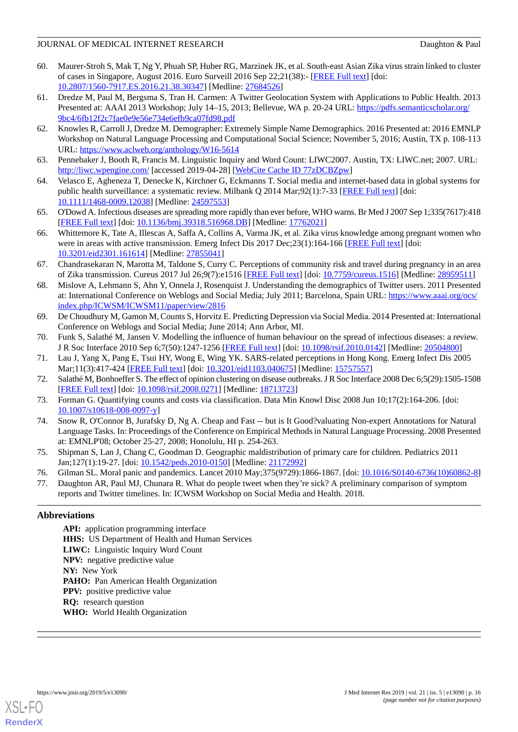60. Maurer-Stroh S, Mak T, Ng Y, Phuah SP, Huber RG, Marzinek JK, et al. South-east Asian Zika virus strain linked to cluster of cases in Singapore, August 2016. Euro Surveill 2016 Sep 22;21(38):- [FREE Full text] [doi: 10.2807/1560-7917.ES.2016.21.38.30347] [Medline: 27684526]
61. Dredze M, Paul M, Bergsma S, Tran H. Carmen: A Twitter Geolocation System with Applications to Public Health. 2013 Presented at: AAAI 2013 Workshop; July 14–15, 2013; Bellevue, WA p. 20-24 URL: https://pdfs.semanticscholar.org/9bc4/6fb12f2c7fae0e9e56e734e6efb9ca07fd98.pdf
62. Knowles R, Carroll J, Dredze M. Demographer: Extremely Simple Name Demographics. 2016 Presented at: 2016 EMNLP Workshop on Natural Language Processing and Computational Social Science; November 5, 2016; Austin, TX p. 108-113 URL: https://www.aclweb.org/anthology/W16-5614
63. Pennebaker J, Booth R, Francis M. Linguistic Inquiry and Word Count: LIWC2007. Austin, TX: LIWC.net; 2007. URL: http://liwc.wpengine.com/ [accessed 2019-04-28] [WebCite Cache ID 77zDCBZpw]
64. Velasco E, Agheneza T, Denecke K, Kirchner G, Eckmanns T. Social media and internet-based data in global systems for public health surveillance: a systematic review. Milbank Q 2014 Mar;92(1):7-33 [FREE Full text] [doi: 10.1111/1468-0009.12038] [Medline: 24597553]
65. O'Dowd A. Infectious diseases are spreading more rapidly than ever before, WHO warns. Br Med J 2007 Sep 1;335(7617):418 [FREE Full text] [doi: 10.1136/bmj.39318.516968.DB] [Medline: 17762021]
66. Whittemore K, Tate A, Illescas A, Saffa A, Collins A, Varma JK, et al. Zika virus knowledge among pregnant women who were in areas with active transmission. Emerg Infect Dis 2017 Dec;23(1):164-166 [FREE Full text] [doi: 10.3201/eid2301.161614] [Medline: 27855041]
67. Chandrasekaran N, Marotta M, Taldone S, Curry C. Perceptions of community risk and travel during pregnancy in an area of Zika transmission. Cureus 2017 Jul 26;9(7):e1516 [FREE Full text] [doi: 10.7759/cureus.1516] [Medline: 28959511]
68. Mislove A, Lehmann S, Ahn Y, Onnela J, Rosenquist J. Understanding the demographics of Twitter users. 2011 Presented at: International Conference on Weblogs and Social Media; July 2011; Barcelona, Spain URL: https://www.aaai.org/ocs/index.php/ICWSM/ICWSM11/paper/view/2816
69. De Choudhury M, Gamon M, Counts S, Horvitz E. Predicting Depression via Social Media. 2014 Presented at: International Conference on Weblogs and Social Media; June 2014; Ann Arbor, MI.
70. Funk S, Salathé M, Jansen V. Modelling the influence of human behaviour on the spread of infectious diseases: a review. J R Soc Interface 2010 Sep 6;7(50):1247-1256 [FREE Full text] [doi: 10.1098/rsif.2010.0142] [Medline: 20504800]
71. Lau J, Yang X, Pang E, Tsui HY, Wong E, Wing YK. SARS-related perceptions in Hong Kong. Emerg Infect Dis 2005 Mar;11(3):417-424 [FREE Full text] [doi: 10.3201/eid1103.040675] [Medline: 15757557]
72. Salathé M, Bonhoeffer S. The effect of opinion clustering on disease outbreaks. J R Soc Interface 2008 Dec 6;5(29):1505-1508 [FREE Full text] [doi: 10.1098/rsif.2008.0271] [Medline: 18713723]
73. Forman G. Quantifying counts and costs via classification. Data Min Knowl Disc 2008 Jun 10;17(2):164-206. [doi: 10.1007/s10618-008-0097-y]
74. Snow R, O'Connor B, Jurafsky D, Ng A. Cheap and Fast -- but is It Good?valuating Non-expert Annotations for Natural Language Tasks. In: Proceedings of the Conference on Empirical Methods in Natural Language Processing. 2008 Presented at: EMNLP'08; October 25-27, 2008; Honolulu, HI p. 254-263.
75. Shipman S, Lan J, Chang C, Goodman D. Geographic maldistribution of primary care for children. Pediatrics 2011 Jan;127(1):19-27. [doi: 10.1542/peds.2010-0150] [Medline: 21172992]
76. Gilman SL. Moral panic and pandemics. Lancet 2010 May;375(9729):1866-1867. [doi: 10.1016/S0140-6736(10)60862-8]
77. Daughton AR, Paul MJ, Chunara R. What do people tweet when they're sick? A preliminary comparison of symptom reports and Twitter timelines. In: ICWSM Workshop on Social Media and Health. 2018.

## Abbreviations

**API:** application programming interface
**HHS:** US Department of Health and Human Services
**LIWC:** Linguistic Inquiry Word Count
**NPV:** negative predictive value
**NY:** New York
**PAHO:** Pan American Health Organization
**PPV:** positive predictive value
**RQ:** research question
**WHO:** World Health Organization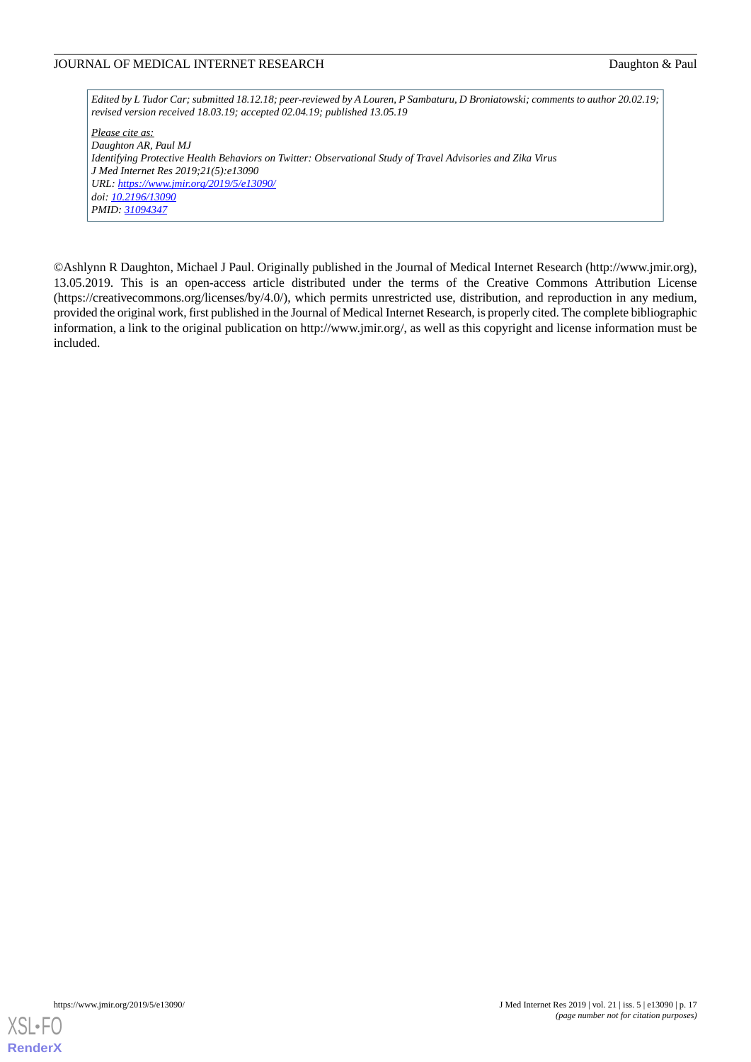*Edited by L Tudor Car; submitted 18.12.18; peer-reviewed by A Louren, P Sambaturu, D Broniatowski; comments to author 20.02.19; revised version received 18.03.19; accepted 02.04.19; published 13.05.19*

*Please cite as:*
*Daughton AR, Paul MJ*
*Identifying Protective Health Behaviors on Twitter: Observational Study of Travel Advisories and Zika Virus*
*J Med Internet Res 2019;21(5):e13090*
*URL: https://www.jmir.org/2019/5/e13090/*
*doi: 10.2196/13090*
*PMID: 31094347*

©Ashlynn R Daughton, Michael J Paul. Originally published in the Journal of Medical Internet Research (http://www.jmir.org), 13.05.2019. This is an open-access article distributed under the terms of the Creative Commons Attribution License (https://creativecommons.org/licenses/by/4.0/), which permits unrestricted use, distribution, and reproduction in any medium, provided the original work, first published in the Journal of Medical Internet Research, is properly cited. The complete bibliographic information, a link to the original publication on http://www.jmir.org/, as well as this copyright and license information must be included.